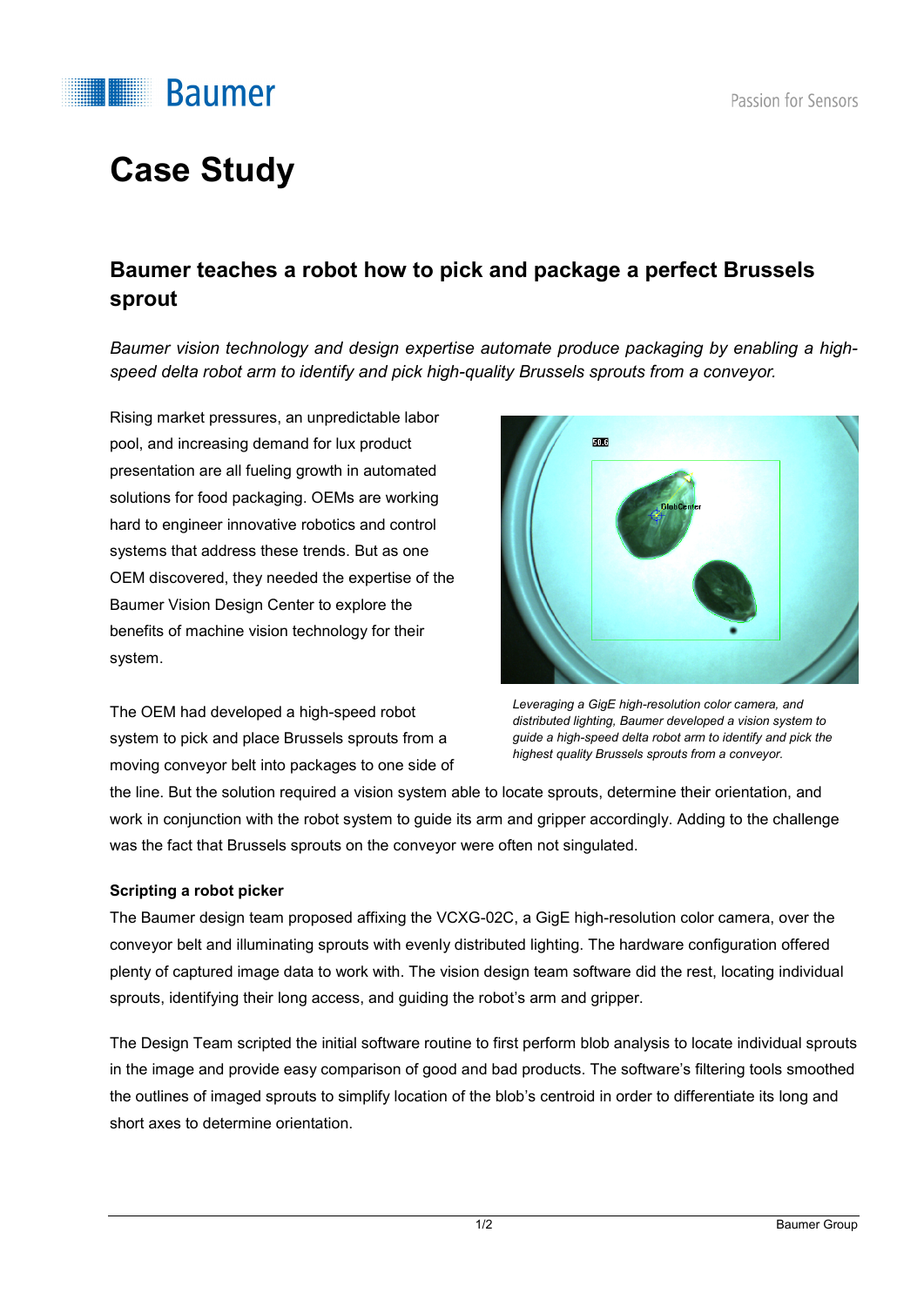# Case Study

## Baumer teaches a robot how to pick and package a perfect Brussels sprout

*Baumer vision technology and design expertise automate produce packaging by enabling a high-speed delta robot arm to identify and pick high-quality Brussels sprouts from a conveyor.*

Rising market pressures, an unpredictable labor pool, and increasing demand for lux product presentation are all fueling growth in automated solutions for food packaging. OEMs are working hard to engineer innovative robotics and control systems that address these trends. But as one OEM discovered, they needed the expertise of the Baumer Vision Design Center to explore the benefits of machine vision technology for their system.

*Leveraging a GigE high-resolution color camera, and distributed lighting, Baumer developed a vision system to guide a high-speed delta robot arm to identify and pick the highest quality Brussels sprouts from a conveyor.*

The OEM had developed a high-speed robot system to pick and place Brussels sprouts from a moving conveyor belt into packages to one side of the line. But the solution required a vision system able to locate sprouts, determine their orientation, and work in conjunction with the robot system to guide its arm and gripper accordingly. Adding to the challenge was the fact that Brussels sprouts on the conveyor were often not singulated.

**Scripting a robot picker**

The Baumer design team proposed affixing the VCXG-02C, a GigE high-resolution color camera, over the conveyor belt and illuminating sprouts with evenly distributed lighting. The hardware configuration offered plenty of captured image data to work with. The vision design team software did the rest, locating individual sprouts, identifying their long access, and guiding the robot's arm and gripper.

The Design Team scripted the initial software routine to first perform blob analysis to locate individual sprouts in the image and provide easy comparison of good and bad products. The software's filtering tools smoothed the outlines of imaged sprouts to simplify location of the blob's centroid in order to differentiate its long and short axes to determine orientation.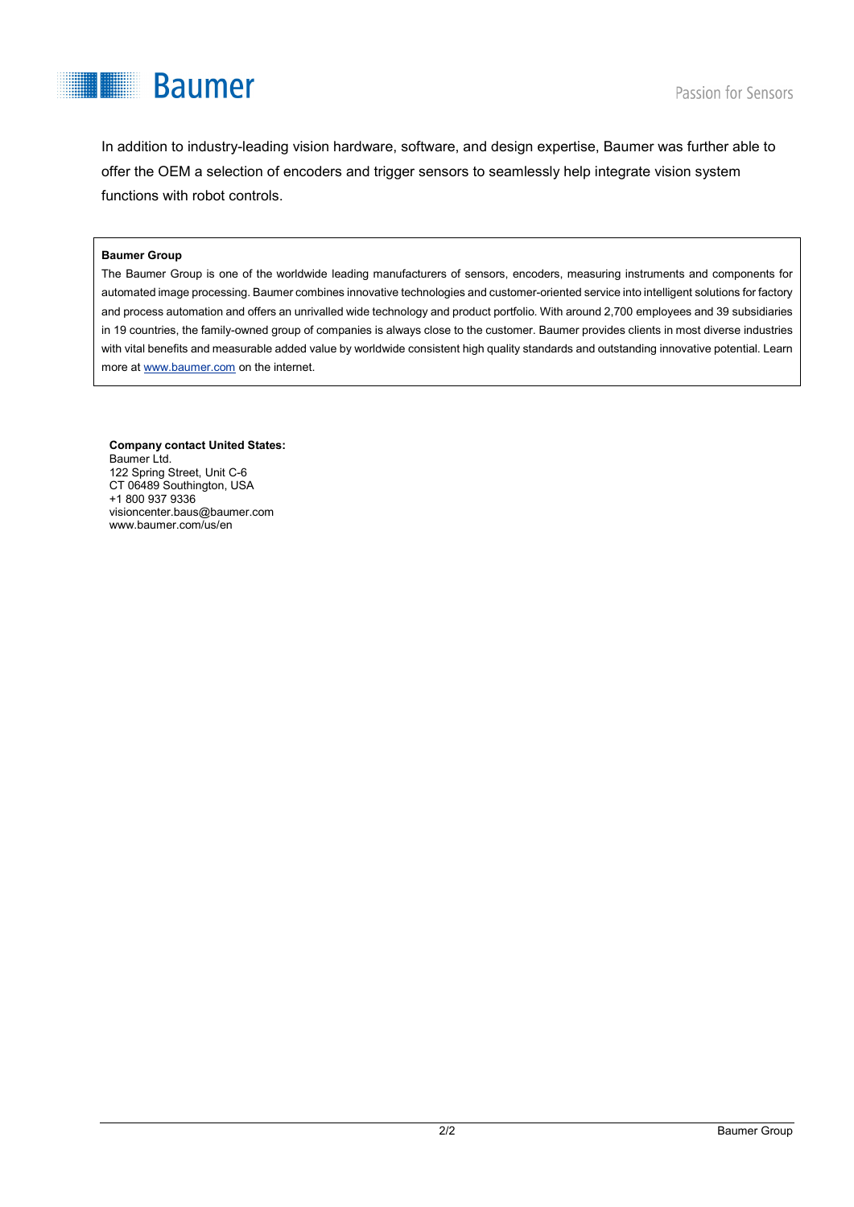In addition to industry-leading vision hardware, software, and design expertise, Baumer was further able to offer the OEM a selection of encoders and trigger sensors to seamlessly help integrate vision system functions with robot controls.

**Baumer Group**

The Baumer Group is one of the worldwide leading manufacturers of sensors, encoders, measuring instruments and components for automated image processing. Baumer combines innovative technologies and customer-oriented service into intelligent solutions for factory and process automation and offers an unrivalled wide technology and product portfolio. With around 2,700 employees and 39 subsidiaries in 19 countries, the family-owned group of companies is always close to the customer. Baumer provides clients in most diverse industries with vital benefits and measurable added value by worldwide consistent high quality standards and outstanding innovative potential. Learn more at [www.baumer.com](http://www.baumer.com) on the internet.

**Company contact United States:**
Baumer Ltd.
122 Spring Street, Unit C-6
CT 06489 Southington, USA
+1 800 937 9336
visioncenter.baus@baumer.com
www.baumer.com/us/en